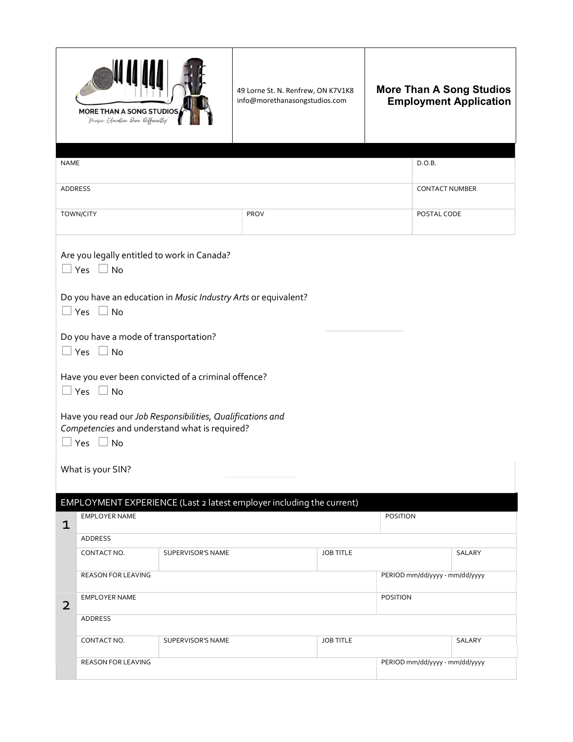| MORE THAN A SONG STUDIOS<br>*Music Education Done Differently!* | 49 Lorne St. N. Renfrew, ON K7V1K8<br>info@morethanasongstudios.com | **More Than A Song Studios Employment Application** |
|---|---|---|

| NAME | | D.O.B. |
|---|---|---|
| ADDRESS | | CONTACT NUMBER |
| TOWN/CITY | PROV | POSTAL CODE |

Are you legally entitled to work in Canada?
☐ Yes ☐ No

Do you have an education in *Music Industry Arts* or equivalent?
☐ Yes ☐ No

Do you have a mode of transportation?
☐ Yes ☐ No

Have you ever been convicted of a criminal offence?
☐ Yes ☐ No

Have you read our *Job Responsibilities, Qualifications and Competencies* and understand what is required?
☐ Yes ☐ No

What is your SIN?

## EMPLOYMENT EXPERIENCE (Last 2 latest employer including the current)

| | | | | |
|---|---|---|---|---|
| **1** | EMPLOYER NAME | | POSITION | |
| | ADDRESS | | | |
| | CONTACT NO. | SUPERVISOR'S NAME | JOB TITLE | SALARY |
| | REASON FOR LEAVING | | PERIOD mm/dd/yyyy - mm/dd/yyyy | |
| **2** | EMPLOYER NAME | | POSITION | |
| | ADDRESS | | | |
| | CONTACT NO. | SUPERVISOR'S NAME | JOB TITLE | SALARY |
| | REASON FOR LEAVING | | PERIOD mm/dd/yyyy - mm/dd/yyyy | |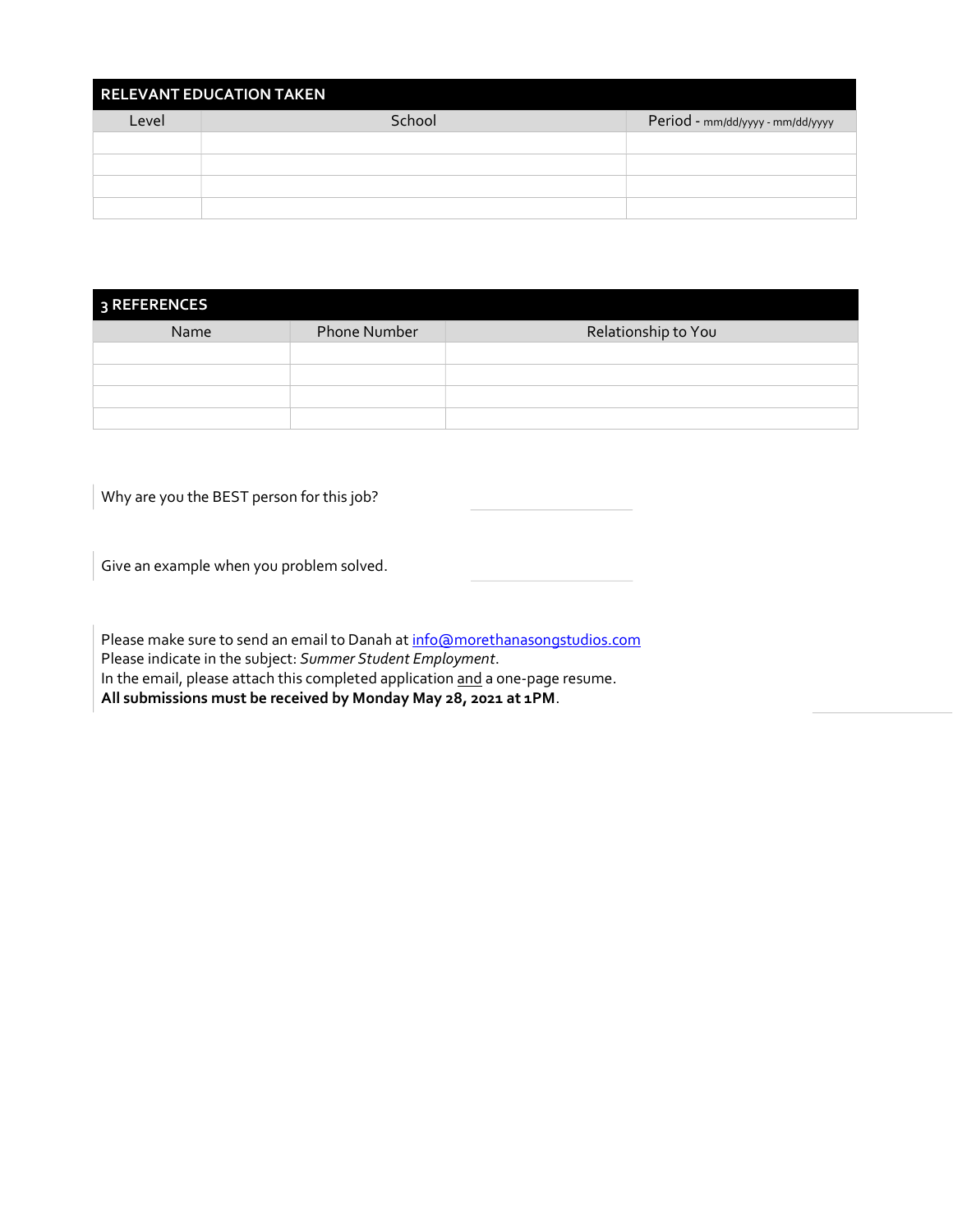## RELEVANT EDUCATION TAKEN

| Level | School | Period - mm/dd/yyyy - mm/dd/yyyy |
| --- | --- | --- |
| | | |
| | | |
| | | |
| | | |

## 3 REFERENCES

| Name | Phone Number | Relationship to You |
| --- | --- | --- |
| | | |
| | | |
| | | |
| | | |

Why are you the BEST person for this job?

Give an example when you problem solved.

Please make sure to send an email to Danah at info@morethanasongstudios.com
Please indicate in the subject: *Summer Student Employment*.
In the email, please attach this completed application and a one-page resume.
**All submissions must be received by Monday May 28, 2021 at 1PM**.